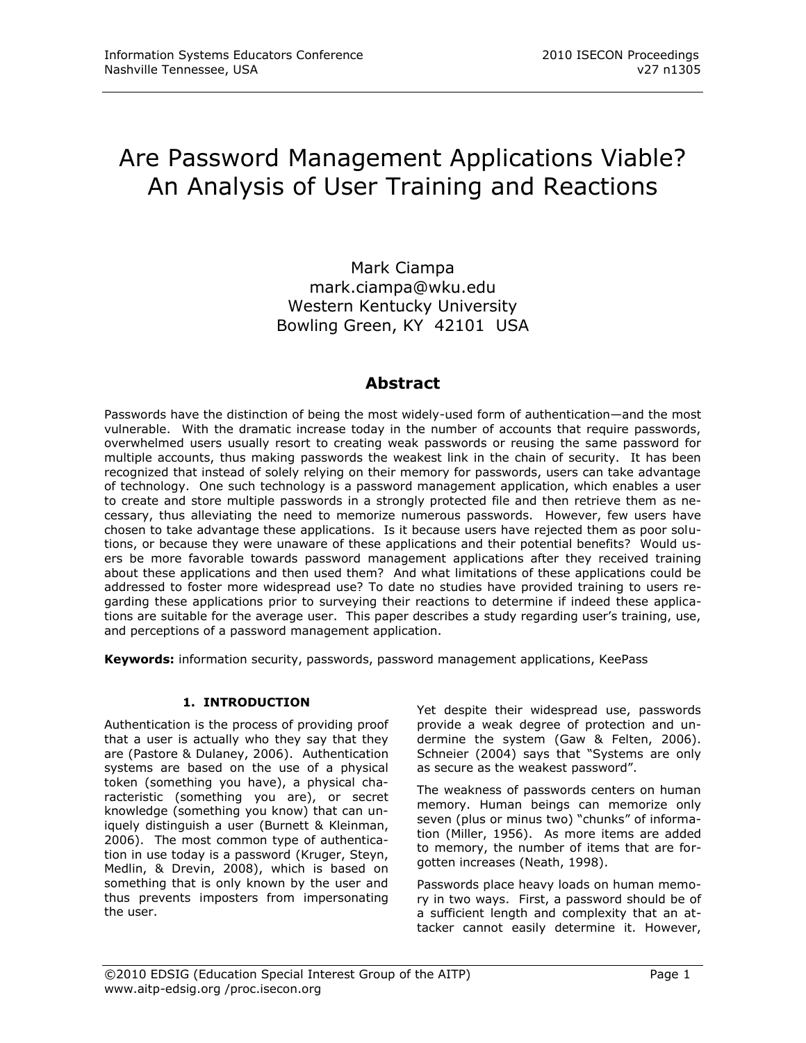# Are Password Management Applications Viable? An Analysis of User Training and Reactions

Mark Ciampa
mark.ciampa@wku.edu
Western Kentucky University
Bowling Green, KY 42101 USA

## Abstract

Passwords have the distinction of being the most widely-used form of authentication—and the most vulnerable. With the dramatic increase today in the number of accounts that require passwords, overwhelmed users usually resort to creating weak passwords or reusing the same password for multiple accounts, thus making passwords the weakest link in the chain of security. It has been recognized that instead of solely relying on their memory for passwords, users can take advantage of technology. One such technology is a password management application, which enables a user to create and store multiple passwords in a strongly protected file and then retrieve them as necessary, thus alleviating the need to memorize numerous passwords. However, few users have chosen to take advantage these applications. Is it because users have rejected them as poor solutions, or because they were unaware of these applications and their potential benefits? Would users be more favorable towards password management applications after they received training about these applications and then used them? And what limitations of these applications could be addressed to foster more widespread use? To date no studies have provided training to users regarding these applications prior to surveying their reactions to determine if indeed these applications are suitable for the average user. This paper describes a study regarding user's training, use, and perceptions of a password management application.

**Keywords:** information security, passwords, password management applications, KeePass

## 1. INTRODUCTION

Authentication is the process of providing proof that a user is actually who they say that they are (Pastore & Dulaney, 2006). Authentication systems are based on the use of a physical token (something you have), a physical characteristic (something you are), or secret knowledge (something you know) that can uniquely distinguish a user (Burnett & Kleinman, 2006). The most common type of authentication in use today is a password (Kruger, Steyn, Medlin, & Drevin, 2008), which is based on something that is only known by the user and thus prevents imposters from impersonating the user.

Yet despite their widespread use, passwords provide a weak degree of protection and undermine the system (Gaw & Felten, 2006). Schneier (2004) says that "Systems are only as secure as the weakest password".

The weakness of passwords centers on human memory. Human beings can memorize only seven (plus or minus two) "chunks" of information (Miller, 1956). As more items are added to memory, the number of items that are forgotten increases (Neath, 1998).

Passwords place heavy loads on human memory in two ways. First, a password should be of a sufficient length and complexity that an attacker cannot easily determine it. However,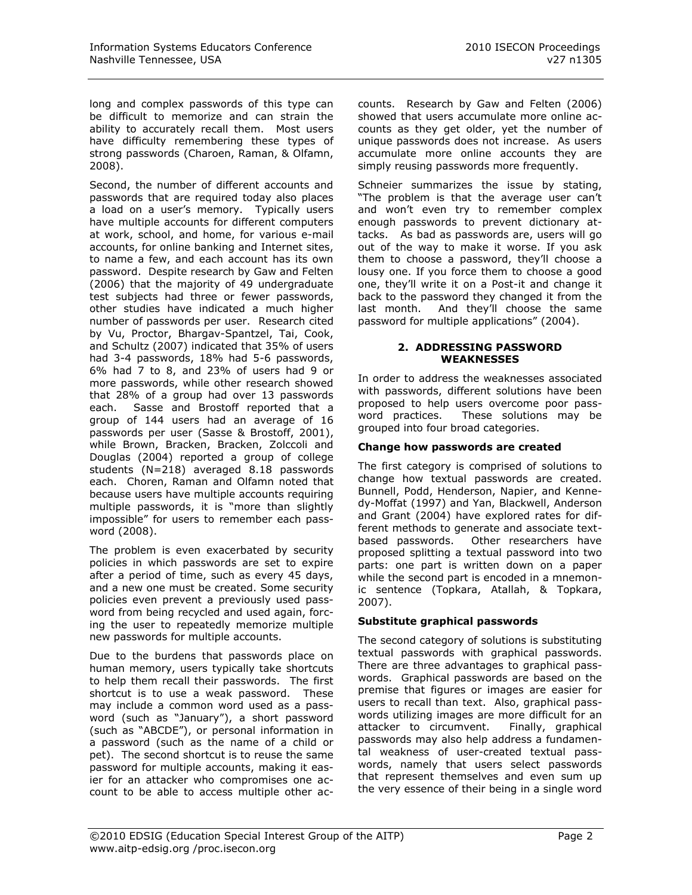long and complex passwords of this type can be difficult to memorize and can strain the ability to accurately recall them. Most users have difficulty remembering these types of strong passwords (Charoen, Raman, & Olfamn, 2008).

Second, the number of different accounts and passwords that are required today also places a load on a user's memory. Typically users have multiple accounts for different computers at work, school, and home, for various e-mail accounts, for online banking and Internet sites, to name a few, and each account has its own password. Despite research by Gaw and Felten (2006) that the majority of 49 undergraduate test subjects had three or fewer passwords, other studies have indicated a much higher number of passwords per user. Research cited by Vu, Proctor, Bhargav-Spantzel, Tai, Cook, and Schultz (2007) indicated that 35% of users had 3-4 passwords, 18% had 5-6 passwords, 6% had 7 to 8, and 23% of users had 9 or more passwords, while other research showed that 28% of a group had over 13 passwords each. Sasse and Brostoff reported that a group of 144 users had an average of 16 passwords per user (Sasse & Brostoff, 2001), while Brown, Bracken, Bracken, Zolccoli and Douglas (2004) reported a group of college students (N=218) averaged 8.18 passwords each. Choren, Raman and Olfamn noted that because users have multiple accounts requiring multiple passwords, it is "more than slightly impossible" for users to remember each password (2008).

The problem is even exacerbated by security policies in which passwords are set to expire after a period of time, such as every 45 days, and a new one must be created. Some security policies even prevent a previously used password from being recycled and used again, forcing the user to repeatedly memorize multiple new passwords for multiple accounts.

Due to the burdens that passwords place on human memory, users typically take shortcuts to help them recall their passwords. The first shortcut is to use a weak password. These may include a common word used as a password (such as "January"), a short password (such as "ABCDE"), or personal information in a password (such as the name of a child or pet). The second shortcut is to reuse the same password for multiple accounts, making it easier for an attacker who compromises one account to be able to access multiple other accounts. Research by Gaw and Felten (2006) showed that users accumulate more online accounts as they get older, yet the number of unique passwords does not increase. As users accumulate more online accounts they are simply reusing passwords more frequently.

Schneier summarizes the issue by stating, "The problem is that the average user can't and won't even try to remember complex enough passwords to prevent dictionary attacks. As bad as passwords are, users will go out of the way to make it worse. If you ask them to choose a password, they'll choose a lousy one. If you force them to choose a good one, they'll write it on a Post-it and change it back to the password they changed it from the last month. And they'll choose the same password for multiple applications" (2004).

## 2. ADDRESSING PASSWORD WEAKNESSES

In order to address the weaknesses associated with passwords, different solutions have been proposed to help users overcome poor password practices. These solutions may be grouped into four broad categories.

### Change how passwords are created

The first category is comprised of solutions to change how textual passwords are created. Bunnell, Podd, Henderson, Napier, and Kennedy-Moffat (1997) and Yan, Blackwell, Anderson and Grant (2004) have explored rates for different methods to generate and associate text-based passwords. Other researchers have proposed splitting a textual password into two parts: one part is written down on a paper while the second part is encoded in a mnemonic sentence (Topkara, Atallah, & Topkara, 2007).

### Substitute graphical passwords

The second category of solutions is substituting textual passwords with graphical passwords. There are three advantages to graphical passwords. Graphical passwords are based on the premise that figures or images are easier for users to recall than text. Also, graphical passwords utilizing images are more difficult for an attacker to circumvent. Finally, graphical passwords may also help address a fundamental weakness of user-created textual passwords, namely that users select passwords that represent themselves and even sum up the very essence of their being in a single word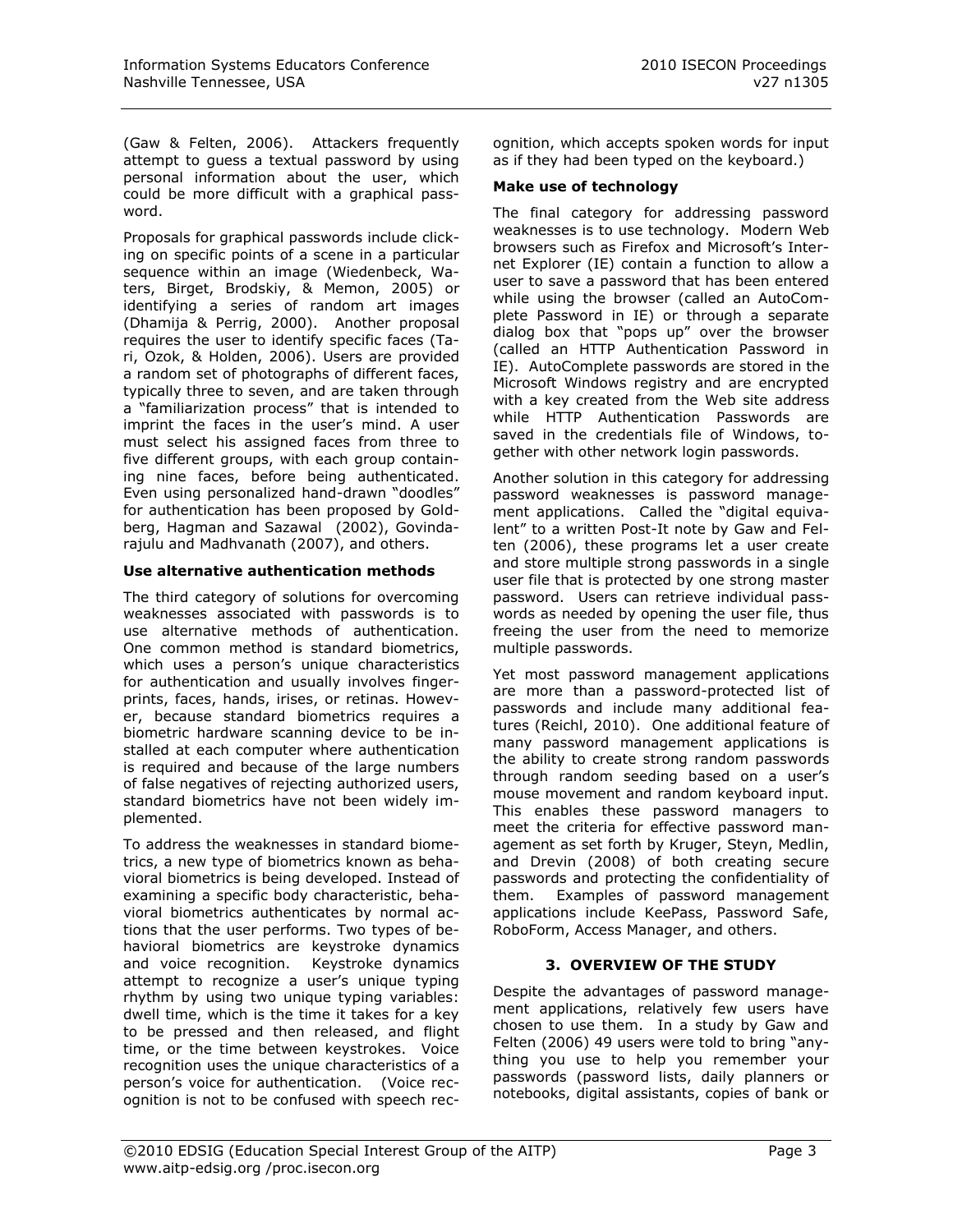(Gaw & Felten, 2006). Attackers frequently attempt to guess a textual password by using personal information about the user, which could be more difficult with a graphical password.

Proposals for graphical passwords include clicking on specific points of a scene in a particular sequence within an image (Wiedenbeck, Waters, Birget, Brodskiy, & Memon, 2005) or identifying a series of random art images (Dhamija & Perrig, 2000). Another proposal requires the user to identify specific faces (Tari, Ozok, & Holden, 2006). Users are provided a random set of photographs of different faces, typically three to seven, and are taken through a "familiarization process" that is intended to imprint the faces in the user's mind. A user must select his assigned faces from three to five different groups, with each group containing nine faces, before being authenticated. Even using personalized hand-drawn "doodles" for authentication has been proposed by Goldberg, Hagman and Sazawal (2002), Govindarajulu and Madhvanath (2007), and others.

**Use alternative authentication methods**

The third category of solutions for overcoming weaknesses associated with passwords is to use alternative methods of authentication. One common method is standard biometrics, which uses a person's unique characteristics for authentication and usually involves fingerprints, faces, hands, irises, or retinas. However, because standard biometrics requires a biometric hardware scanning device to be installed at each computer where authentication is required and because of the large numbers of false negatives of rejecting authorized users, standard biometrics have not been widely implemented.

To address the weaknesses in standard biometrics, a new type of biometrics known as behavioral biometrics is being developed. Instead of examining a specific body characteristic, behavioral biometrics authenticates by normal actions that the user performs. Two types of behavioral biometrics are keystroke dynamics and voice recognition. Keystroke dynamics attempt to recognize a user's unique typing rhythm by using two unique typing variables: dwell time, which is the time it takes for a key to be pressed and then released, and flight time, or the time between keystrokes. Voice recognition uses the unique characteristics of a person's voice for authentication. (Voice recognition is not to be confused with speech recognition, which accepts spoken words for input as if they had been typed on the keyboard.)

**Make use of technology**

The final category for addressing password weaknesses is to use technology. Modern Web browsers such as Firefox and Microsoft's Internet Explorer (IE) contain a function to allow a user to save a password that has been entered while using the browser (called an AutoComplete Password in IE) or through a separate dialog box that "pops up" over the browser (called an HTTP Authentication Password in IE). AutoComplete passwords are stored in the Microsoft Windows registry and are encrypted with a key created from the Web site address while HTTP Authentication Passwords are saved in the credentials file of Windows, together with other network login passwords.

Another solution in this category for addressing password weaknesses is password management applications. Called the "digital equivalent" to a written Post-It note by Gaw and Felten (2006), these programs let a user create and store multiple strong passwords in a single user file that is protected by one strong master password. Users can retrieve individual passwords as needed by opening the user file, thus freeing the user from the need to memorize multiple passwords.

Yet most password management applications are more than a password-protected list of passwords and include many additional features (Reichl, 2010). One additional feature of many password management applications is the ability to create strong random passwords through random seeding based on a user's mouse movement and random keyboard input. This enables these password managers to meet the criteria for effective password management as set forth by Kruger, Steyn, Medlin, and Drevin (2008) of both creating secure passwords and protecting the confidentiality of them. Examples of password management applications include KeePass, Password Safe, RoboForm, Access Manager, and others.

## 3. OVERVIEW OF THE STUDY

Despite the advantages of password management applications, relatively few users have chosen to use them. In a study by Gaw and Felten (2006) 49 users were told to bring "anything you use to help you remember your passwords (password lists, daily planners or notebooks, digital assistants, copies of bank or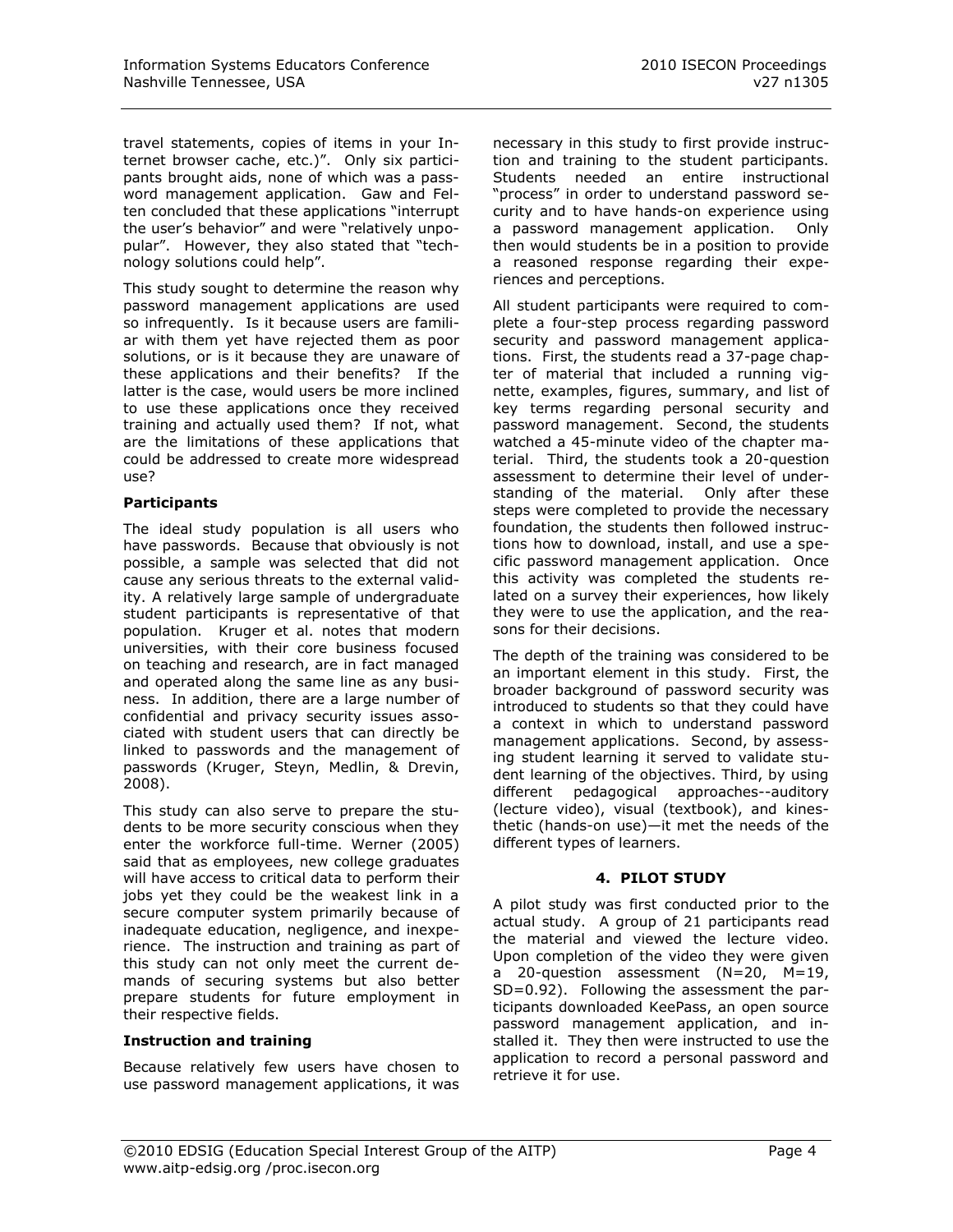travel statements, copies of items in your Internet browser cache, etc.)". Only six participants brought aids, none of which was a password management application. Gaw and Felten concluded that these applications "interrupt the user's behavior" and were "relatively unpopular". However, they also stated that "technology solutions could help".

This study sought to determine the reason why password management applications are used so infrequently. Is it because users are familiar with them yet have rejected them as poor solutions, or is it because they are unaware of these applications and their benefits? If the latter is the case, would users be more inclined to use these applications once they received training and actually used them? If not, what are the limitations of these applications that could be addressed to create more widespread use?

**Participants**

The ideal study population is all users who have passwords. Because that obviously is not possible, a sample was selected that did not cause any serious threats to the external validity. A relatively large sample of undergraduate student participants is representative of that population. Kruger et al. notes that modern universities, with their core business focused on teaching and research, are in fact managed and operated along the same line as any business. In addition, there are a large number of confidential and privacy security issues associated with student users that can directly be linked to passwords and the management of passwords (Kruger, Steyn, Medlin, & Drevin, 2008).

This study can also serve to prepare the students to be more security conscious when they enter the workforce full-time. Werner (2005) said that as employees, new college graduates will have access to critical data to perform their jobs yet they could be the weakest link in a secure computer system primarily because of inadequate education, negligence, and inexperience. The instruction and training as part of this study can not only meet the current demands of securing systems but also better prepare students for future employment in their respective fields.

**Instruction and training**

Because relatively few users have chosen to use password management applications, it was necessary in this study to first provide instruction and training to the student participants. Students needed an entire instructional "process" in order to understand password security and to have hands-on experience using a password management application. Only then would students be in a position to provide a reasoned response regarding their experiences and perceptions.

All student participants were required to complete a four-step process regarding password security and password management applications. First, the students read a 37-page chapter of material that included a running vignette, examples, figures, summary, and list of key terms regarding personal security and password management. Second, the students watched a 45-minute video of the chapter material. Third, the students took a 20-question assessment to determine their level of understanding of the material. Only after these steps were completed to provide the necessary foundation, the students then followed instructions how to download, install, and use a specific password management application. Once this activity was completed the students related on a survey their experiences, how likely they were to use the application, and the reasons for their decisions.

The depth of the training was considered to be an important element in this study. First, the broader background of password security was introduced to students so that they could have a context in which to understand password management applications. Second, by assessing student learning it served to validate student learning of the objectives. Third, by using different pedagogical approaches--auditory (lecture video), visual (textbook), and kinesthetic (hands-on use)—it met the needs of the different types of learners.

## 4. PILOT STUDY

A pilot study was first conducted prior to the actual study. A group of 21 participants read the material and viewed the lecture video. Upon completion of the video they were given a 20-question assessment ($N=20$, $M=19$, $SD=0.92$). Following the assessment the participants downloaded KeePass, an open source password management application, and installed it. They then were instructed to use the application to record a personal password and retrieve it for use.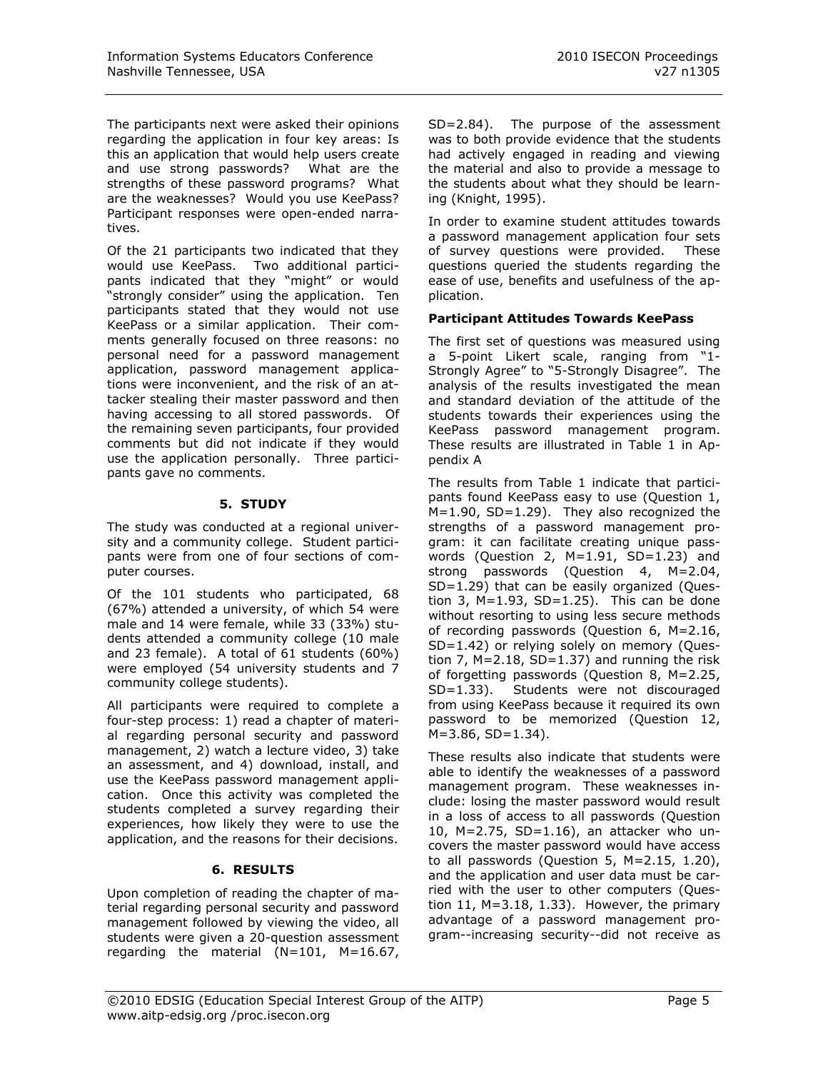The participants next were asked their opinions regarding the application in four key areas: Is this an application that would help users create and use strong passwords? What are the strengths of these password programs? What are the weaknesses? Would you use KeePass? Participant responses were open-ended narratives.

Of the 21 participants two indicated that they would use KeePass. Two additional participants indicated that they "might" or would "strongly consider" using the application. Ten participants stated that they would not use KeePass or a similar application. Their comments generally focused on three reasons: no personal need for a password management application, password management applications were inconvenient, and the risk of an attacker stealing their master password and then having accessing to all stored passwords. Of the remaining seven participants, four provided comments but did not indicate if they would use the application personally. Three participants gave no comments.

## 5. STUDY

The study was conducted at a regional university and a community college. Student participants were from one of four sections of computer courses.

Of the 101 students who participated, 68 (67%) attended a university, of which 54 were male and 14 were female, while 33 (33%) students attended a community college (10 male and 23 female). A total of 61 students (60%) were employed (54 university students and 7 community college students).

All participants were required to complete a four-step process: 1) read a chapter of material regarding personal security and password management, 2) watch a lecture video, 3) take an assessment, and 4) download, install, and use the KeePass password management application. Once this activity was completed the students completed a survey regarding their experiences, how likely they were to use the application, and the reasons for their decisions.

## 6. RESULTS

Upon completion of reading the chapter of material regarding personal security and password management followed by viewing the video, all students were given a 20-question assessment regarding the material (N=101, M=16.67, SD=2.84). The purpose of the assessment was to both provide evidence that the students had actively engaged in reading and viewing the material and also to provide a message to the students about what they should be learning (Knight, 1995).

In order to examine student attitudes towards a password management application four sets of survey questions were provided. These questions queried the students regarding the ease of use, benefits and usefulness of the application.

**Participant Attitudes Towards KeePass**

The first set of questions was measured using a 5-point Likert scale, ranging from "1-Strongly Agree" to "5-Strongly Disagree". The analysis of the results investigated the mean and standard deviation of the attitude of the students towards their experiences using the KeePass password management program. These results are illustrated in Table 1 in Appendix A

The results from Table 1 indicate that participants found KeePass easy to use (Question 1, M=1.90, SD=1.29). They also recognized the strengths of a password management program: it can facilitate creating unique passwords (Question 2, M=1.91, SD=1.23) and strong passwords (Question 4, M=2.04, SD=1.29) that can be easily organized (Question 3, M=1.93, SD=1.25). This can be done without resorting to using less secure methods of recording passwords (Question 6, M=2.16, SD=1.42) or relying solely on memory (Question 7, M=2.18, SD=1.37) and running the risk of forgetting passwords (Question 8, M=2.25, SD=1.33). Students were not discouraged from using KeePass because it required its own password to be memorized (Question 12, M=3.86, SD=1.34).

These results also indicate that students were able to identify the weaknesses of a password management program. These weaknesses include: losing the master password would result in a loss of access to all passwords (Question 10, M=2.75, SD=1.16), an attacker who uncovers the master password would have access to all passwords (Question 5, M=2.15, 1.20), and the application and user data must be carried with the user to other computers (Question 11, M=3.18, 1.33). However, the primary advantage of a password management program--increasing security--did not receive as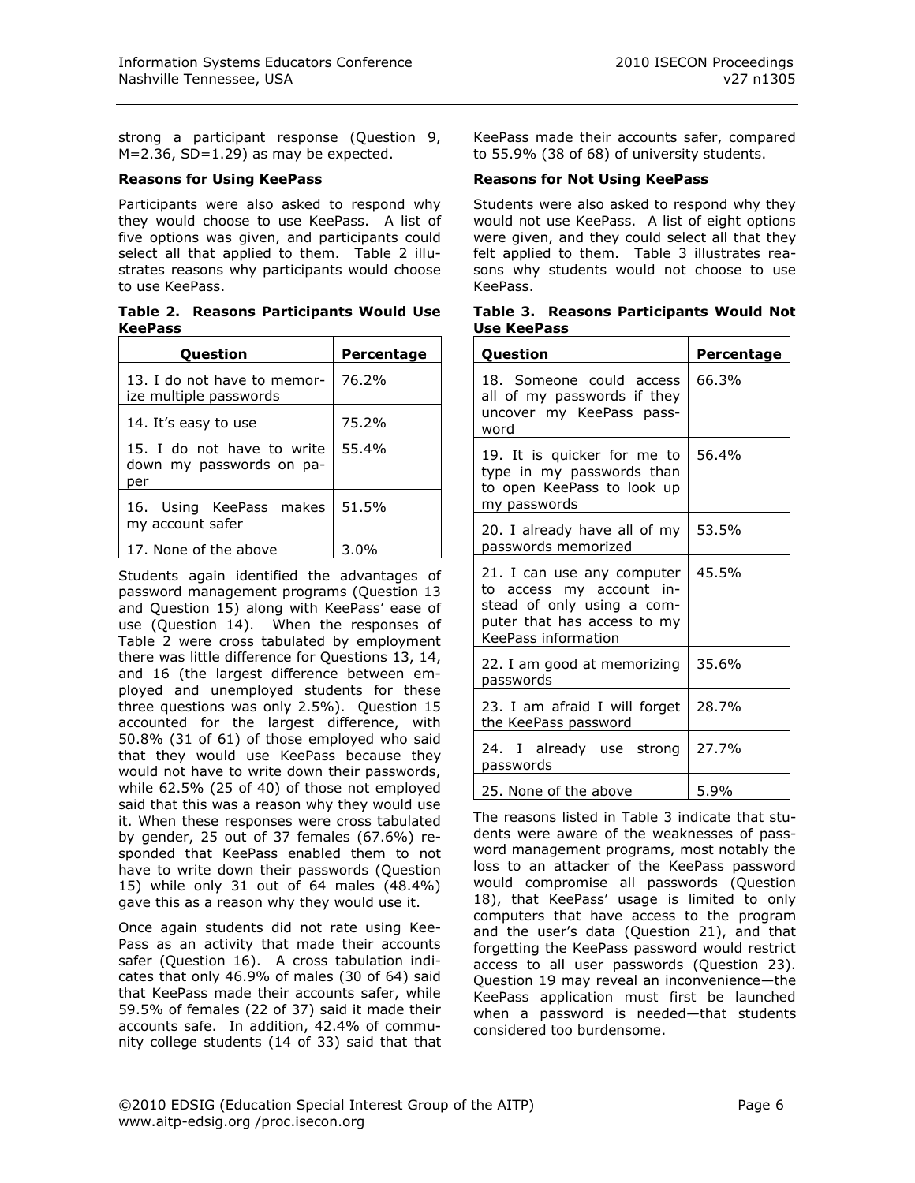strong a participant response (Question 9, M=2.36, SD=1.29) as may be expected.

### Reasons for Using KeePass

Participants were also asked to respond why they would choose to use KeePass. A list of five options was given, and participants could select all that applied to them. Table 2 illustrates reasons why participants would choose to use KeePass.

**Table 2. Reasons Participants Would Use KeePass**

| Question | Percentage |
|---|---|
| 13. I do not have to memorize multiple passwords | 76.2% |
| 14. It's easy to use | 75.2% |
| 15. I do not have to write down my passwords on paper | 55.4% |
| 16. Using KeePass makes my account safer | 51.5% |
| 17. None of the above | 3.0% |

Students again identified the advantages of password management programs (Question 13 and Question 15) along with KeePass' ease of use (Question 14). When the responses of Table 2 were cross tabulated by employment there was little difference for Questions 13, 14, and 16 (the largest difference between employed and unemployed students for these three questions was only 2.5%). Question 15 accounted for the largest difference, with 50.8% (31 of 61) of those employed who said that they would use KeePass because they would not have to write down their passwords, while 62.5% (25 of 40) of those not employed said that this was a reason why they would use it. When these responses were cross tabulated by gender, 25 out of 37 females (67.6%) responded that KeePass enabled them to not have to write down their passwords (Question 15) while only 31 out of 64 males (48.4%) gave this as a reason why they would use it.

Once again students did not rate using KeePass as an activity that made their accounts safer (Question 16). A cross tabulation indicates that only 46.9% of males (30 of 64) said that KeePass made their accounts safer, while 59.5% of females (22 of 37) said it made their accounts safe. In addition, 42.4% of community college students (14 of 33) said that that KeePass made their accounts safer, compared to 55.9% (38 of 68) of university students.

### Reasons for Not Using KeePass

Students were also asked to respond why they would not use KeePass. A list of eight options were given, and they could select all that they felt applied to them. Table 3 illustrates reasons why students would not choose to use KeePass.

**Table 3. Reasons Participants Would Not Use KeePass**

| Question | Percentage |
|---|---|
| 18. Someone could access all of my passwords if they uncover my KeePass password | 66.3% |
| 19. It is quicker for me to type in my passwords than to open KeePass to look up my passwords | 56.4% |
| 20. I already have all of my passwords memorized | 53.5% |
| 21. I can use any computer to access my account instead of only using a computer that has access to my KeePass information | 45.5% |
| 22. I am good at memorizing passwords | 35.6% |
| 23. I am afraid I will forget the KeePass password | 28.7% |
| 24. I already use strong passwords | 27.7% |
| 25. None of the above | 5.9% |

The reasons listed in Table 3 indicate that students were aware of the weaknesses of password management programs, most notably the loss to an attacker of the KeePass password would compromise all passwords (Question 18), that KeePass' usage is limited to only computers that have access to the program and the user's data (Question 21), and that forgetting the KeePass password would restrict access to all user passwords (Question 23). Question 19 may reveal an inconvenience—the KeePass application must first be launched when a password is needed—that students considered too burdensome.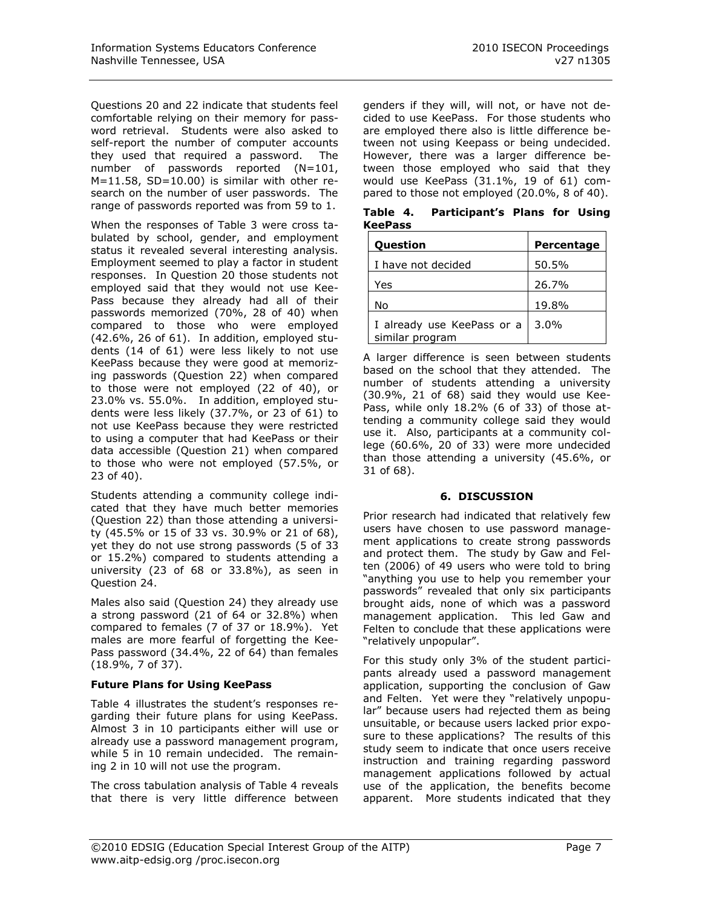Questions 20 and 22 indicate that students feel comfortable relying on their memory for password retrieval. Students were also asked to self-report the number of computer accounts they used that required a password. The number of passwords reported (N=101, M=11.58, SD=10.00) is similar with other research on the number of user passwords. The range of passwords reported was from 59 to 1.

When the responses of Table 3 were cross tabulated by school, gender, and employment status it revealed several interesting analysis. Employment seemed to play a factor in student responses. In Question 20 those students not employed said that they would not use KeePass because they already had all of their passwords memorized (70%, 28 of 40) when compared to those who were employed (42.6%, 26 of 61). In addition, employed students (14 of 61) were less likely to not use KeePass because they were good at memorizing passwords (Question 22) when compared to those were not employed (22 of 40), or 23.0% vs. 55.0%. In addition, employed students were less likely (37.7%, or 23 of 61) to not use KeePass because they were restricted to using a computer that had KeePass or their data accessible (Question 21) when compared to those who were not employed (57.5%, or 23 of 40).

Students attending a community college indicated that they have much better memories (Question 22) than those attending a university (45.5% or 15 of 33 vs. 30.9% or 21 of 68), yet they do not use strong passwords (5 of 33 or 15.2%) compared to students attending a university (23 of 68 or 33.8%), as seen in Question 24.

Males also said (Question 24) they already use a strong password (21 of 64 or 32.8%) when compared to females (7 of 37 or 18.9%). Yet males are more fearful of forgetting the KeePass password (34.4%, 22 of 64) than females (18.9%, 7 of 37).

**Future Plans for Using KeePass**

Table 4 illustrates the student's responses regarding their future plans for using KeePass. Almost 3 in 10 participants either will use or already use a password management program, while 5 in 10 remain undecided. The remaining 2 in 10 will not use the program.

The cross tabulation analysis of Table 4 reveals that there is very little difference between genders if they will, will not, or have not decided to use KeePass. For those students who are employed there also is little difference between not using Keepass or being undecided. However, there was a larger difference between those employed who said that they would use KeePass (31.1%, 19 of 61) compared to those not employed (20.0%, 8 of 40).

**Table 4. Participant's Plans for Using KeePass**

| Question | Percentage |
|---|---|
| I have not decided | 50.5% |
| Yes | 26.7% |
| No | 19.8% |
| I already use KeePass or a similar program | 3.0% |

A larger difference is seen between students based on the school that they attended. The number of students attending a university (30.9%, 21 of 68) said they would use KeePass, while only 18.2% (6 of 33) of those attending a community college said they would use it. Also, participants at a community college (60.6%, 20 of 33) were more undecided than those attending a university (45.6%, or 31 of 68).

## 6. DISCUSSION

Prior research had indicated that relatively few users have chosen to use password management applications to create strong passwords and protect them. The study by Gaw and Felten (2006) of 49 users who were told to bring "anything you use to help you remember your passwords" revealed that only six participants brought aids, none of which was a password management application. This led Gaw and Felten to conclude that these applications were "relatively unpopular".

For this study only 3% of the student participants already used a password management application, supporting the conclusion of Gaw and Felten. Yet were they "relatively unpopular" because users had rejected them as being unsuitable, or because users lacked prior exposure to these applications? The results of this study seem to indicate that once users receive instruction and training regarding password management applications followed by actual use of the application, the benefits become apparent. More students indicated that they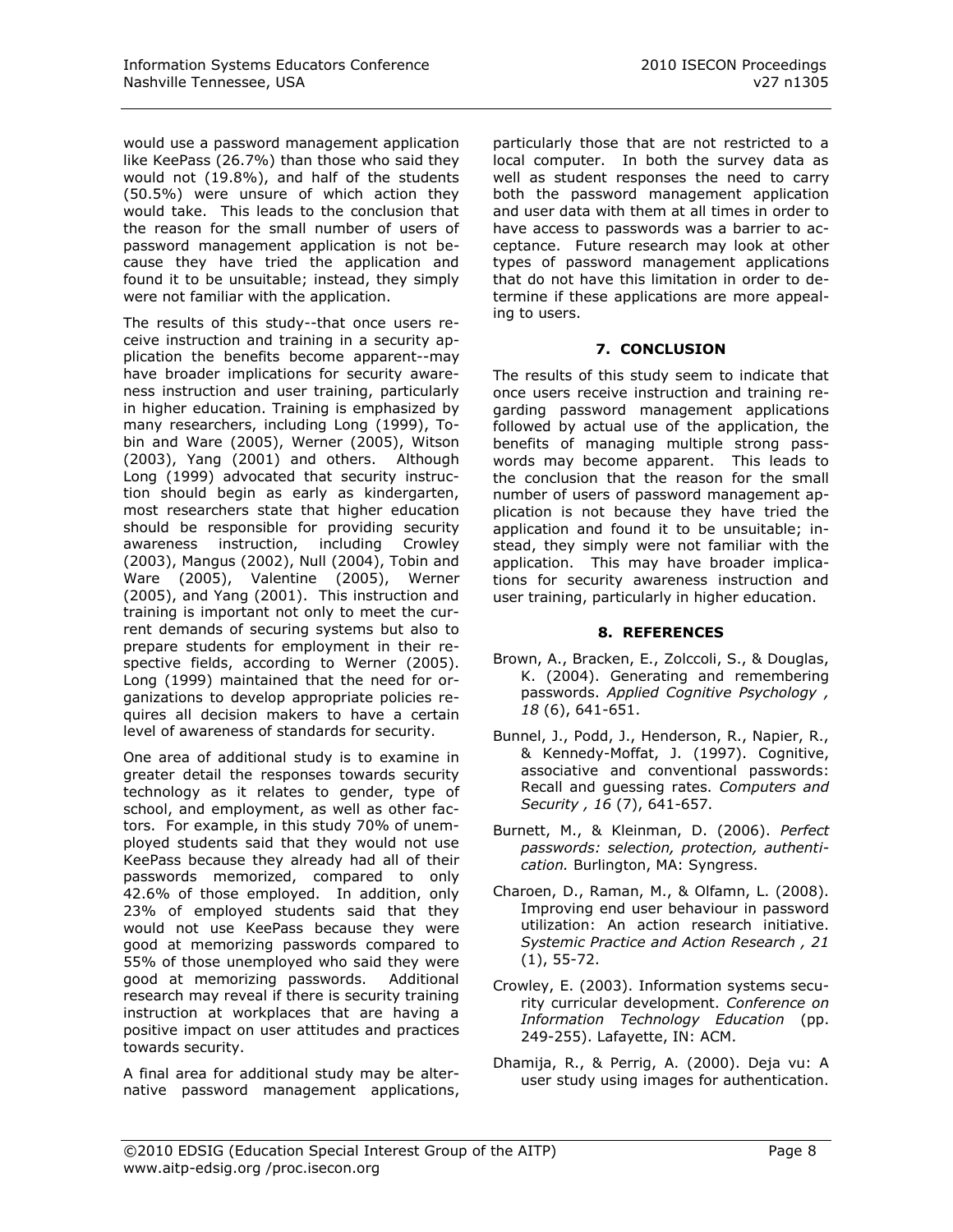would use a password management application like KeePass (26.7%) than those who said they would not (19.8%), and half of the students (50.5%) were unsure of which action they would take. This leads to the conclusion that the reason for the small number of users of password management application is not because they have tried the application and found it to be unsuitable; instead, they simply were not familiar with the application.

The results of this study--that once users receive instruction and training in a security application the benefits become apparent--may have broader implications for security awareness instruction and user training, particularly in higher education. Training is emphasized by many researchers, including Long (1999), Tobin and Ware (2005), Werner (2005), Witson (2003), Yang (2001) and others. Although Long (1999) advocated that security instruction should begin as early as kindergarten, most researchers state that higher education should be responsible for providing security awareness instruction, including Crowley (2003), Mangus (2002), Null (2004), Tobin and Ware (2005), Valentine (2005), Werner (2005), and Yang (2001). This instruction and training is important not only to meet the current demands of securing systems but also to prepare students for employment in their respective fields, according to Werner (2005). Long (1999) maintained that the need for organizations to develop appropriate policies requires all decision makers to have a certain level of awareness of standards for security.

One area of additional study is to examine in greater detail the responses towards security technology as it relates to gender, type of school, and employment, as well as other factors. For example, in this study 70% of unemployed students said that they would not use KeePass because they already had all of their passwords memorized, compared to only 42.6% of those employed. In addition, only 23% of employed students said that they would not use KeePass because they were good at memorizing passwords compared to 55% of those unemployed who said they were good at memorizing passwords. Additional research may reveal if there is security training instruction at workplaces that are having a positive impact on user attitudes and practices towards security.

A final area for additional study may be alternative password management applications, particularly those that are not restricted to a local computer. In both the survey data as well as student responses the need to carry both the password management application and user data with them at all times in order to have access to passwords was a barrier to acceptance. Future research may look at other types of password management applications that do not have this limitation in order to determine if these applications are more appealing to users.

## 7. CONCLUSION

The results of this study seem to indicate that once users receive instruction and training regarding password management applications followed by actual use of the application, the benefits of managing multiple strong passwords may become apparent. This leads to the conclusion that the reason for the small number of users of password management application is not because they have tried the application and found it to be unsuitable; instead, they simply were not familiar with the application. This may have broader implications for security awareness instruction and user training, particularly in higher education.

## 8. REFERENCES

Brown, A., Bracken, E., Zolccoli, S., & Douglas, K. (2004). Generating and remembering passwords. *Applied Cognitive Psychology , 18* (6), 641-651.

Bunnel, J., Podd, J., Henderson, R., Napier, R., & Kennedy-Moffat, J. (1997). Cognitive, associative and conventional passwords: Recall and guessing rates. *Computers and Security , 16* (7), 641-657.

Burnett, M., & Kleinman, D. (2006). *Perfect passwords: selection, protection, authentication.* Burlington, MA: Syngress.

Charoen, D., Raman, M., & Olfamn, L. (2008). Improving end user behaviour in password utilization: An action research initiative. *Systemic Practice and Action Research , 21* (1), 55-72.

Crowley, E. (2003). Information systems security curricular development. *Conference on Information Technology Education* (pp. 249-255). Lafayette, IN: ACM.

Dhamija, R., & Perrig, A. (2000). Deja vu: A user study using images for authentication.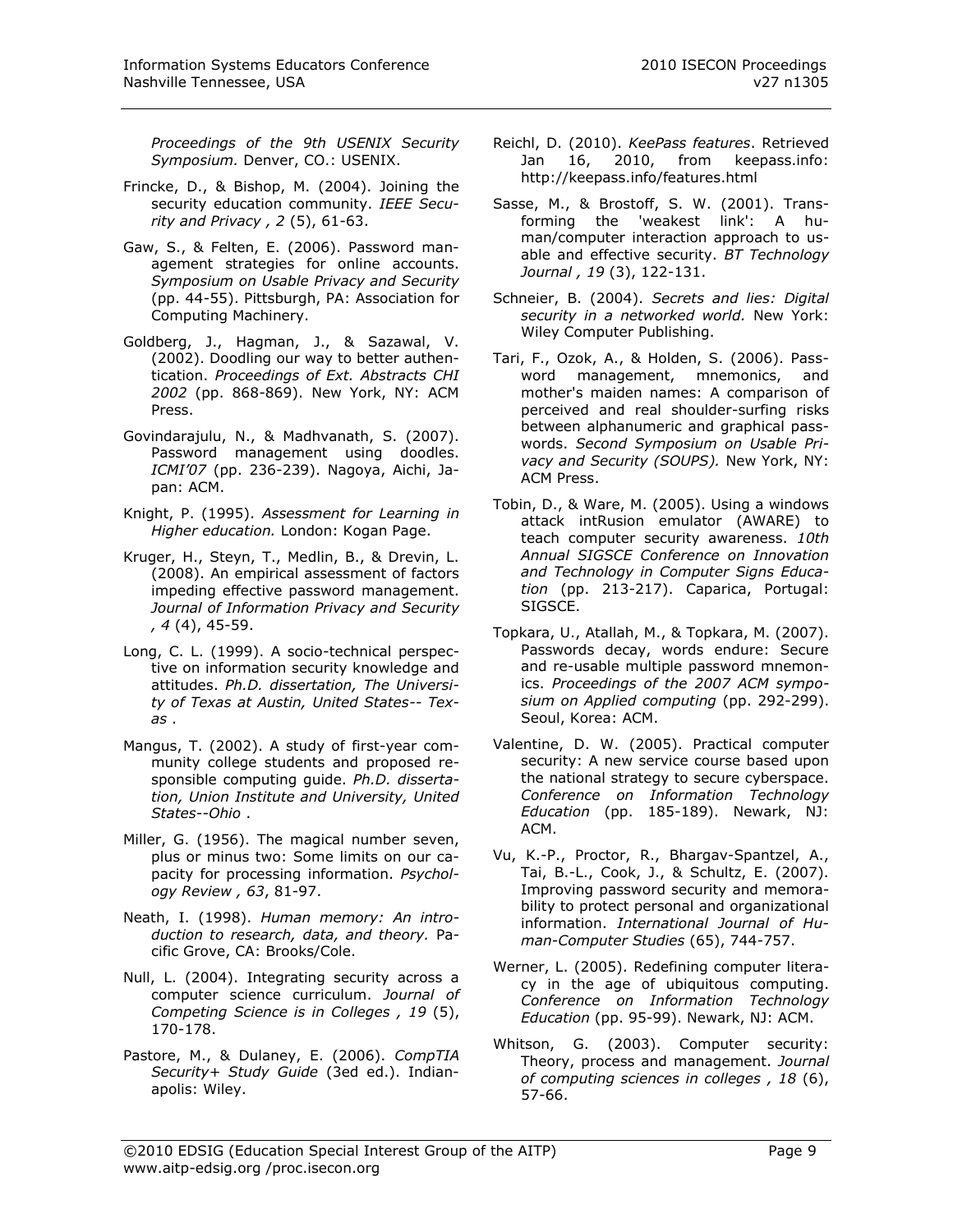*Proceedings of the 9th USENIX Security Symposium.* Denver, CO.: USENIX.

Frincke, D., & Bishop, M. (2004). Joining the security education community. *IEEE Security and Privacy , 2* (5), 61-63.

Gaw, S., & Felten, E. (2006). Password management strategies for online accounts. *Symposium on Usable Privacy and Security* (pp. 44-55). Pittsburgh, PA: Association for Computing Machinery.

Goldberg, J., Hagman, J., & Sazawal, V. (2002). Doodling our way to better authentication. *Proceedings of Ext. Abstracts CHI 2002* (pp. 868-869). New York, NY: ACM Press.

Govindarajulu, N., & Madhvanath, S. (2007). Password management using doodles. *ICMI'07* (pp. 236-239). Nagoya, Aichi, Japan: ACM.

Knight, P. (1995). *Assessment for Learning in Higher education.* London: Kogan Page.

Kruger, H., Steyn, T., Medlin, B., & Drevin, L. (2008). An empirical assessment of factors impeding effective password management. *Journal of Information Privacy and Security , 4* (4), 45-59.

Long, C. L. (1999). A socio-technical perspective on information security knowledge and attitudes. *Ph.D. dissertation, The University of Texas at Austin, United States-- Texas* .

Mangus, T. (2002). A study of first-year community college students and proposed responsible computing guide. *Ph.D. dissertation, Union Institute and University, United States--Ohio* .

Miller, G. (1956). The magical number seven, plus or minus two: Some limits on our capacity for processing information. *Psychology Review , 63*, 81-97.

Neath, I. (1998). *Human memory: An introduction to research, data, and theory.* Pacific Grove, CA: Brooks/Cole.

Null, L. (2004). Integrating security across a computer science curriculum. *Journal of Competing Science is in Colleges , 19* (5), 170-178.

Pastore, M., & Dulaney, E. (2006). *CompTIA Security+ Study Guide* (3ed ed.). Indianapolis: Wiley.

Reichl, D. (2010). *KeePass features*. Retrieved Jan 16, 2010, from keepass.info: http://keepass.info/features.html

Sasse, M., & Brostoff, S. W. (2001). Transforming the 'weakest link': A human/computer interaction approach to usable and effective security. *BT Technology Journal , 19* (3), 122-131.

Schneier, B. (2004). *Secrets and lies: Digital security in a networked world.* New York: Wiley Computer Publishing.

Tari, F., Ozok, A., & Holden, S. (2006). Password management, mnemonics, and mother's maiden names: A comparison of perceived and real shoulder-surfing risks between alphanumeric and graphical passwords. *Second Symposium on Usable Privacy and Security (SOUPS).* New York, NY: ACM Press.

Tobin, D., & Ware, M. (2005). Using a windows attack intRusion emulator (AWARE) to teach computer security awareness. *10th Annual SIGSCE Conference on Innovation and Technology in Computer Signs Education* (pp. 213-217). Caparica, Portugal: SIGSCE.

Topkara, U., Atallah, M., & Topkara, M. (2007). Passwords decay, words endure: Secure and re-usable multiple password mnemonics. *Proceedings of the 2007 ACM symposium on Applied computing* (pp. 292-299). Seoul, Korea: ACM.

Valentine, D. W. (2005). Practical computer security: A new service course based upon the national strategy to secure cyberspace. *Conference on Information Technology Education* (pp. 185-189). Newark, NJ: ACM.

Vu, K.-P., Proctor, R., Bhargav-Spantzel, A., Tai, B.-L., Cook, J., & Schultz, E. (2007). Improving password security and memorability to protect personal and organizational information. *International Journal of Human-Computer Studies* (65), 744-757.

Werner, L. (2005). Redefining computer literacy in the age of ubiquitous computing. *Conference on Information Technology Education* (pp. 95-99). Newark, NJ: ACM.

Whitson, G. (2003). Computer security: Theory, process and management. *Journal of computing sciences in colleges , 18* (6), 57-66.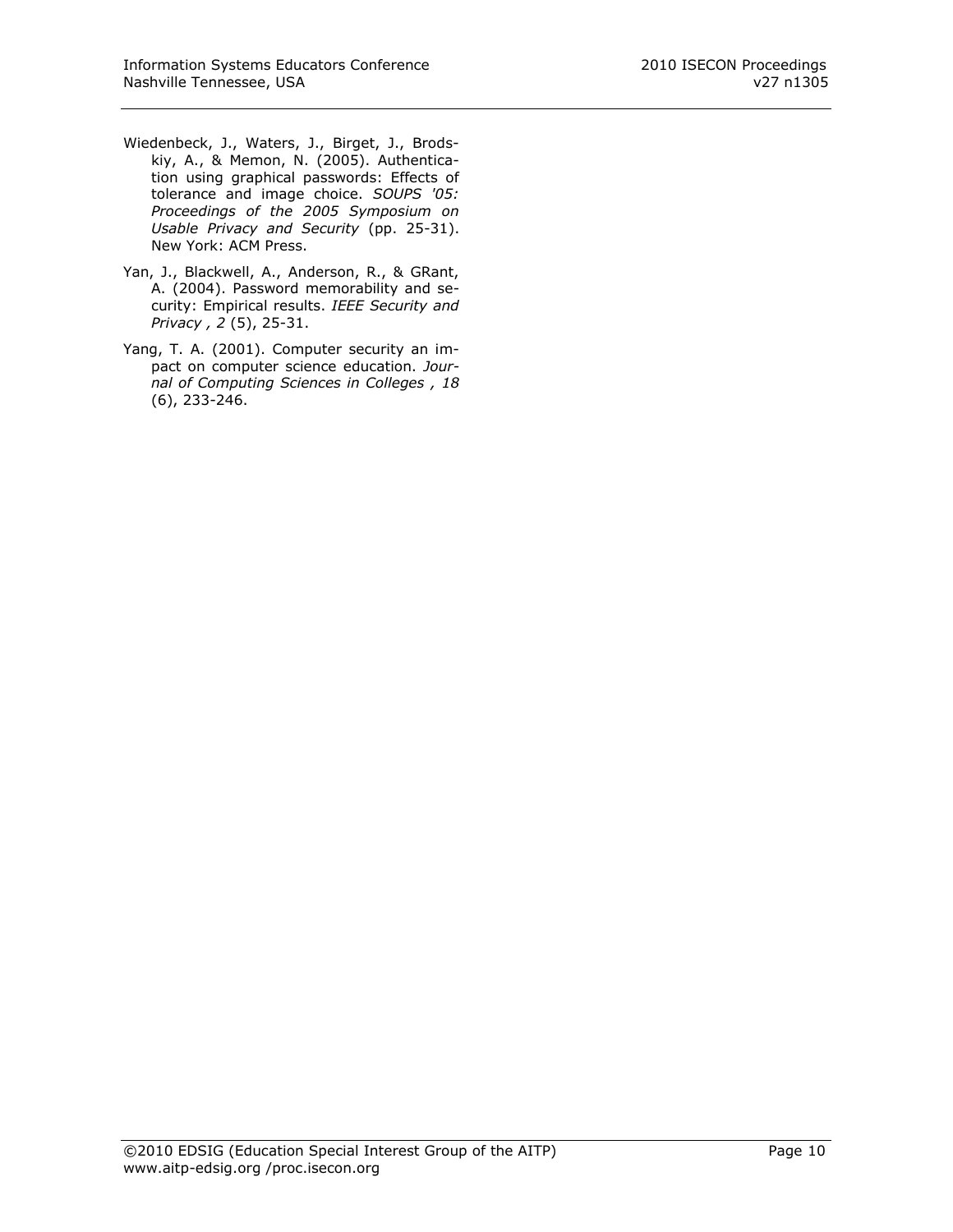Wiedenbeck, J., Waters, J., Birget, J., Brodskiy, A., & Memon, N. (2005). Authentication using graphical passwords: Effects of tolerance and image choice. *SOUPS '05: Proceedings of the 2005 Symposium on Usable Privacy and Security* (pp. 25-31). New York: ACM Press.

Yan, J., Blackwell, A., Anderson, R., & GRant, A. (2004). Password memorability and security: Empirical results. *IEEE Security and Privacy , 2* (5), 25-31.

Yang, T. A. (2001). Computer security an impact on computer science education. *Journal of Computing Sciences in Colleges , 18* (6), 233-246.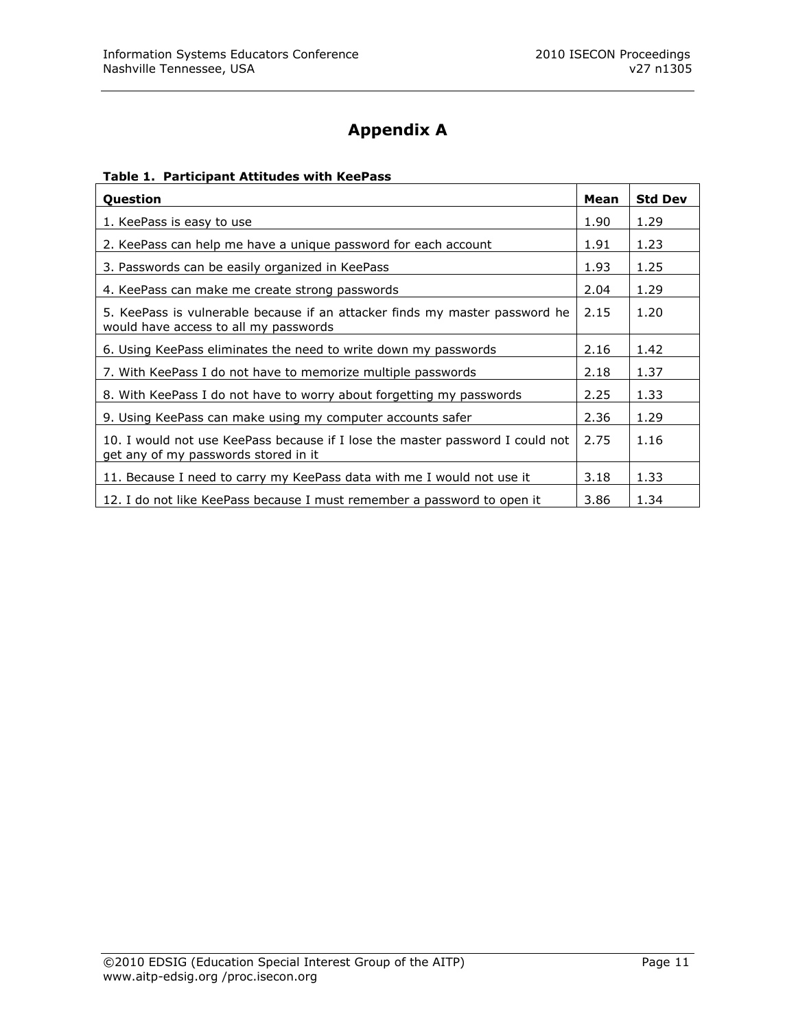# Appendix A

**Table 1. Participant Attitudes with KeePass**

| Question | Mean | Std Dev |
|---|---|---|
| 1. KeePass is easy to use | 1.90 | 1.29 |
| 2. KeePass can help me have a unique password for each account | 1.91 | 1.23 |
| 3. Passwords can be easily organized in KeePass | 1.93 | 1.25 |
| 4. KeePass can make me create strong passwords | 2.04 | 1.29 |
| 5. KeePass is vulnerable because if an attacker finds my master password he would have access to all my passwords | 2.15 | 1.20 |
| 6. Using KeePass eliminates the need to write down my passwords | 2.16 | 1.42 |
| 7. With KeePass I do not have to memorize multiple passwords | 2.18 | 1.37 |
| 8. With KeePass I do not have to worry about forgetting my passwords | 2.25 | 1.33 |
| 9. Using KeePass can make using my computer accounts safer | 2.36 | 1.29 |
| 10. I would not use KeePass because if I lose the master password I could not get any of my passwords stored in it | 2.75 | 1.16 |
| 11. Because I need to carry my KeePass data with me I would not use it | 3.18 | 1.33 |
| 12. I do not like KeePass because I must remember a password to open it | 3.86 | 1.34 |